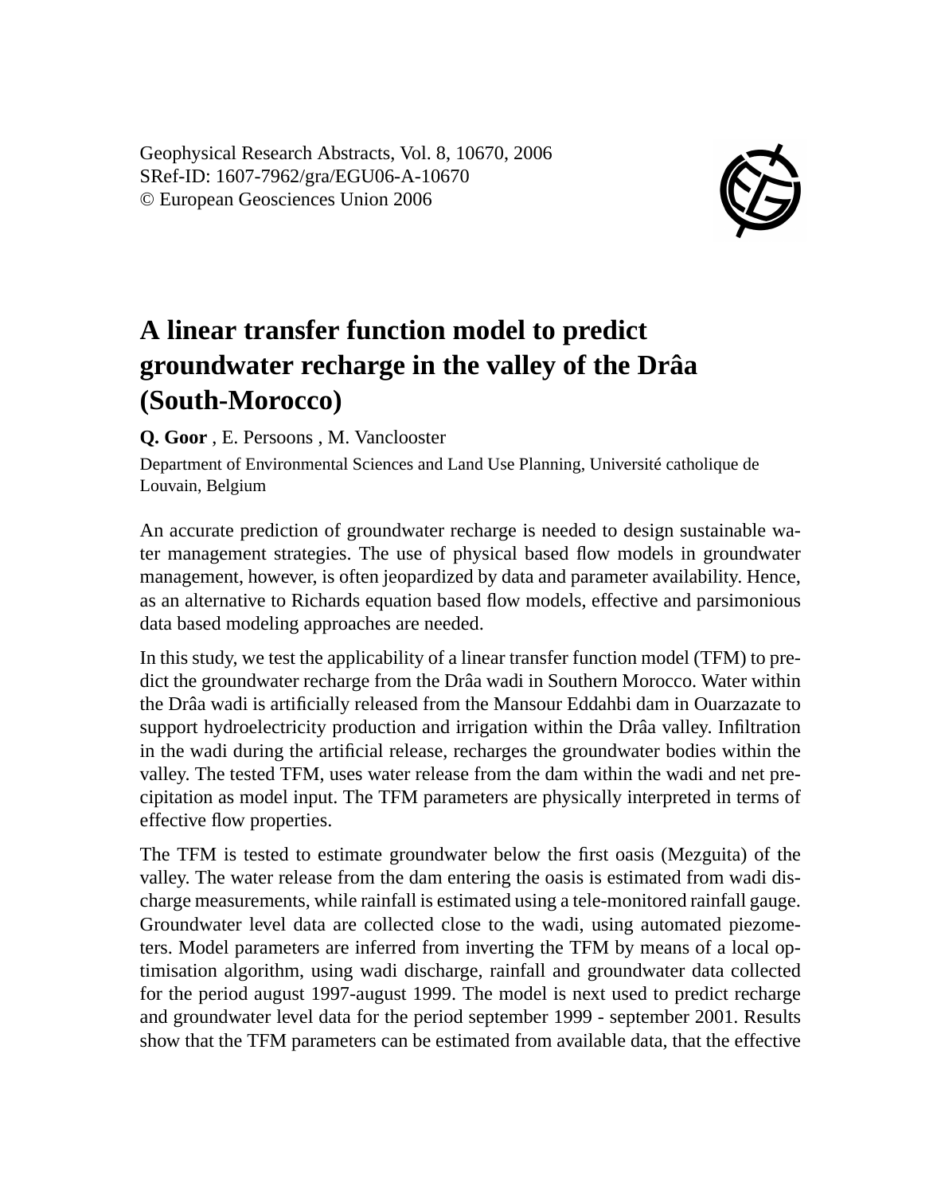# A linear transfer function model to predict groundwater recharge in the valley of the Drâa (South-Morocco)

**Q. Goor** , E. Persoons , M. Vanclooster

Department of Environmental Sciences and Land Use Planning, Université catholique de Louvain, Belgium

An accurate prediction of groundwater recharge is needed to design sustainable water management strategies. The use of physical based flow models in groundwater management, however, is often jeopardized by data and parameter availability. Hence, as an alternative to Richards equation based flow models, effective and parsimonious data based modeling approaches are needed.

In this study, we test the applicability of a linear transfer function model (TFM) to predict the groundwater recharge from the Drâa wadi in Southern Morocco. Water within the Drâa wadi is artificially released from the Mansour Eddahbi dam in Ouarzazate to support hydroelectricity production and irrigation within the Drâa valley. Infiltration in the wadi during the artificial release, recharges the groundwater bodies within the valley. The tested TFM, uses water release from the dam within the wadi and net precipitation as model input. The TFM parameters are physically interpreted in terms of effective flow properties.

The TFM is tested to estimate groundwater below the first oasis (Mezguita) of the valley. The water release from the dam entering the oasis is estimated from wadi discharge measurements, while rainfall is estimated using a tele-monitored rainfall gauge. Groundwater level data are collected close to the wadi, using automated piezometers. Model parameters are inferred from inverting the TFM by means of a local optimisation algorithm, using wadi discharge, rainfall and groundwater data collected for the period august 1997-august 1999. The model is next used to predict recharge and groundwater level data for the period september 1999 - september 2001. Results show that the TFM parameters can be estimated from available data, that the effective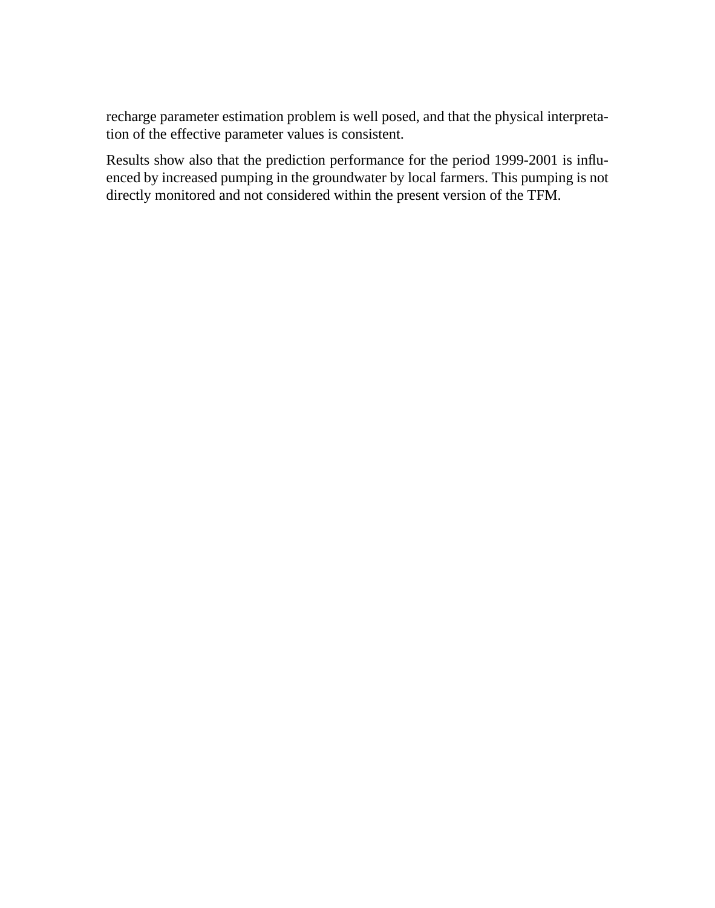recharge parameter estimation problem is well posed, and that the physical interpretation of the effective parameter values is consistent.

Results show also that the prediction performance for the period 1999-2001 is influenced by increased pumping in the groundwater by local farmers. This pumping is not directly monitored and not considered within the present version of the TFM.